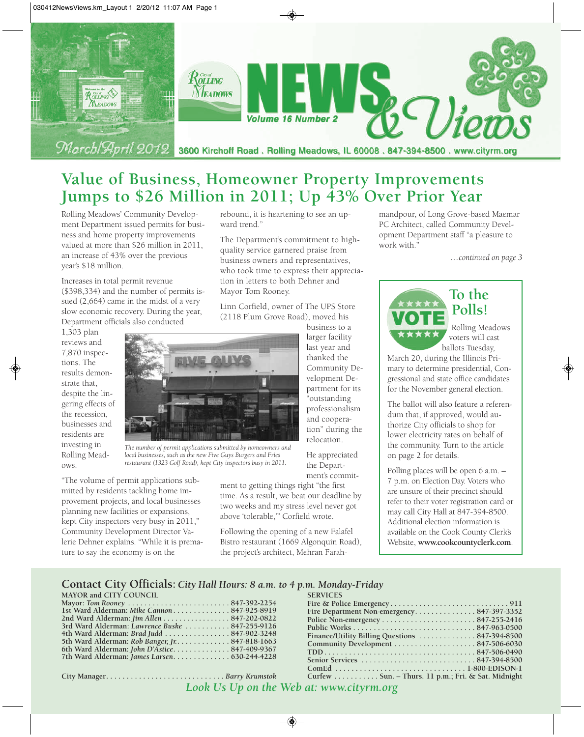# Rolling Meadows NEWS & Views

March/April 2012 · Volume 16 Number 2

3600 Kirchoff Road . Rolling Meadows, IL 60008 . 847-394-8500 . www.cityrm.org

## Value of Business, Homeowner Property Improvements Jumps to $26 Million in 2011; Up 43% Over Prior Year

Rolling Meadows' Community Development Department issued permits for business and home property improvements valued at more than $26 million in 2011, an increase of 43% over the previous year's $18 million.

Increases in total permit revenue ($398,334) and the number of permits issued (2,664) came in the midst of a very slow economic recovery. During the year, Department officials also conducted 1,303 plan reviews and 7,870 inspections. The results demonstrate that, despite the lingering effects of the recession, businesses and residents are investing in Rolling Meadows.

*The number of permit applications submitted by homeowners and local businesses, such as the new Five Guys Burgers and Fries restaurant (1323 Golf Road), kept City inspectors busy in 2011.*

"The volume of permit applications submitted by residents tackling home improvement projects, and local businesses planning new facilities or expansions, kept City inspectors very busy in 2011," Community Development Director Valerie Dehner explains. "While it is premature to say the economy is on the rebound, it is heartening to see an upward trend."

The Department's commitment to high-quality service garnered praise from business owners and representatives, who took time to express their appreciation in letters to both Dehner and Mayor Tom Rooney.

Linn Corfield, owner of The UPS Store (2118 Plum Grove Road), moved his business to a larger facility last year and thanked the Community Development Department for its "outstanding professionalism and cooperation" during the relocation.

He appreciated the Department's commitment to getting things right "the first time. As a result, we beat our deadline by two weeks and my stress level never got above 'tolerable,'" Corfield wrote.

Following the opening of a new Falafel Bistro restaurant (1669 Algonquin Road), the project's architect, Mehran Farahmandpour, of Long Grove-based Maemar PC Architect, called Community Development Department staff "a pleasure to work with."

*…continued on page 3*

### To the Polls!

VOTE

Rolling Meadows voters will cast ballots Tuesday, March 20, during the Illinois Primary to determine presidential, Congressional and state office candidates for the November general election.

The ballot will also feature a referendum that, if approved, would authorize City officials to shop for lower electricity rates on behalf of the community. Turn to the article on page 2 for details.

Polling places will be open 6 a.m. – 7 p.m. on Election Day. Voters who are unsure of their precinct should refer to their voter registration card or may call City Hall at 847-394-8500. Additional election information is available on the Cook County Clerk's Website, **www.cookcountyclerk.com**.

## Contact City Officials: *City Hall Hours: 8 a.m. to 4 p.m. Monday-Friday*

**MAYOR and CITY COUNCIL**

| | |
|---|---|
| Mayor: *Tom Rooney* | 847-392-2254 |
| 1st Ward Alderman: *Mike Cannon* | 847-925-8919 |
| 2nd Ward Alderman: *Jim Allen* | 847-202-0822 |
| 3rd Ward Alderman: *Lawrence Buske* | 847-255-9126 |
| 4th Ward Alderman: *Brad Judd* | 847-902-3248 |
| 5th Ward Alderman: *Rob Banger, Jr.* | 847-818-1663 |
| 6th Ward Alderman: *John D'Astice* | 847-409-9367 |
| 7th Ward Alderman: *James Larsen* | 630-244-4228 |
| City Manager | *Barry Krumstok* |

**SERVICES**

| | |
|---|---|
| Fire & Police Emergency | 911 |
| Fire Department Non-emergency | 847-397-3352 |
| Police Non-emergency | 847-255-2416 |
| Public Works | 847-963-0500 |
| Finance/Utility Billing Questions | 847-394-8500 |
| Community Development | 847-506-6030 |
| TDD | 847-506-0490 |
| Senior Services | 847-394-8500 |
| ComEd | 1-800-EDISON-1 |
| Curfew | Sun. – Thurs. 11 p.m.; Fri. & Sat. Midnight |

*Look Us Up on the Web at: www.cityrm.org*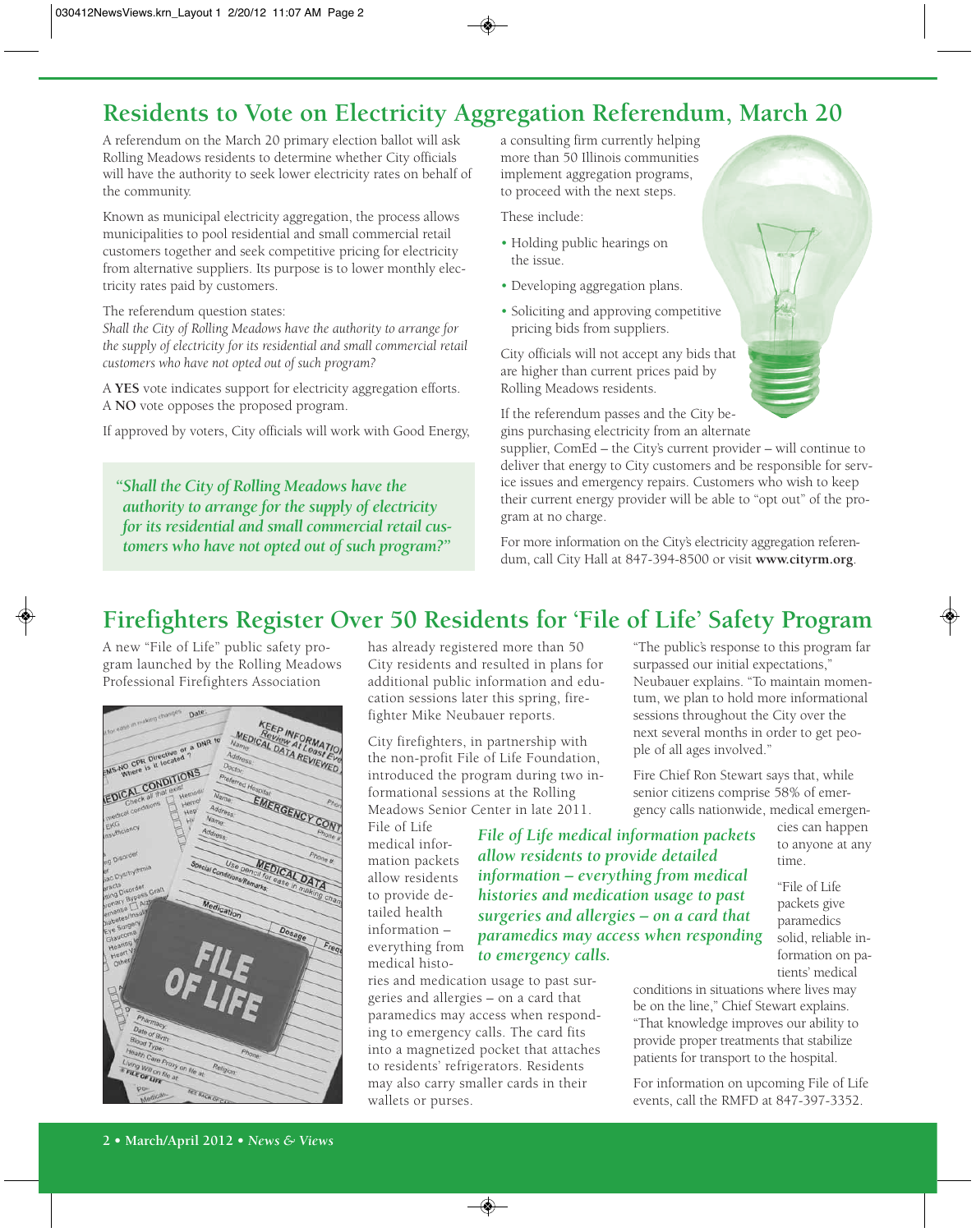## Residents to Vote on Electricity Aggregation Referendum, March 20

A referendum on the March 20 primary election ballot will ask Rolling Meadows residents to determine whether City officials will have the authority to seek lower electricity rates on behalf of the community.

Known as municipal electricity aggregation, the process allows municipalities to pool residential and small commercial retail customers together and seek competitive pricing for electricity from alternative suppliers. Its purpose is to lower monthly electricity rates paid by customers.

The referendum question states:
*Shall the City of Rolling Meadows have the authority to arrange for the supply of electricity for its residential and small commercial retail customers who have not opted out of such program?*

A **YES** vote indicates support for electricity aggregation efforts. A **NO** vote opposes the proposed program.

If approved by voters, City officials will work with Good Energy, a consulting firm currently helping more than 50 Illinois communities implement aggregation programs, to proceed with the next steps.

> *"Shall the City of Rolling Meadows have the authority to arrange for the supply of electricity for its residential and small commercial retail customers who have not opted out of such program?"*

These include:

- Holding public hearings on the issue.
- Developing aggregation plans.
- Soliciting and approving competitive pricing bids from suppliers.

City officials will not accept any bids that are higher than current prices paid by Rolling Meadows residents.

If the referendum passes and the City begins purchasing electricity from an alternate supplier, ComEd – the City's current provider – will continue to deliver that energy to City customers and be responsible for service issues and emergency repairs. Customers who wish to keep their current energy provider will be able to "opt out" of the program at no charge.

For more information on the City's electricity aggregation referendum, call City Hall at 847-394-8500 or visit **www.cityrm.org**.

## Firefighters Register Over 50 Residents for 'File of Life' Safety Program

A new "File of Life" public safety program launched by the Rolling Meadows Professional Firefighters Association has already registered more than 50 City residents and resulted in plans for additional public information and education sessions later this spring, firefighter Mike Neubauer reports.

City firefighters, in partnership with the non-profit File of Life Foundation, introduced the program during two informational sessions at the Rolling Meadows Senior Center in late 2011.

File of Life medical information packets allow residents to provide detailed health information – everything from medical histories and medication usage to past surgeries and allergies – on a card that paramedics may access when responding to emergency calls. The card fits into a magnetized pocket that attaches to residents' refrigerators. Residents may also carry smaller cards in their wallets or purses.

> *File of Life medical information packets allow residents to provide detailed information – everything from medical histories and medication usage to past surgeries and allergies – on a card that paramedics may access when responding to emergency calls.*

"The public's response to this program far surpassed our initial expectations," Neubauer explains. "To maintain momentum, we plan to hold more informational sessions throughout the City over the next several months in order to get people of all ages involved."

Fire Chief Ron Stewart says that, while senior citizens comprise 58% of emergency calls nationwide, medical emergencies can happen to anyone at any time.

"File of Life packets give paramedics solid, reliable information on patients' medical conditions in situations where lives may be on the line," Chief Stewart explains. "That knowledge improves our ability to provide proper treatments that stabilize patients for transport to the hospital.

For information on upcoming File of Life events, call the RMFD at 847-397-3352.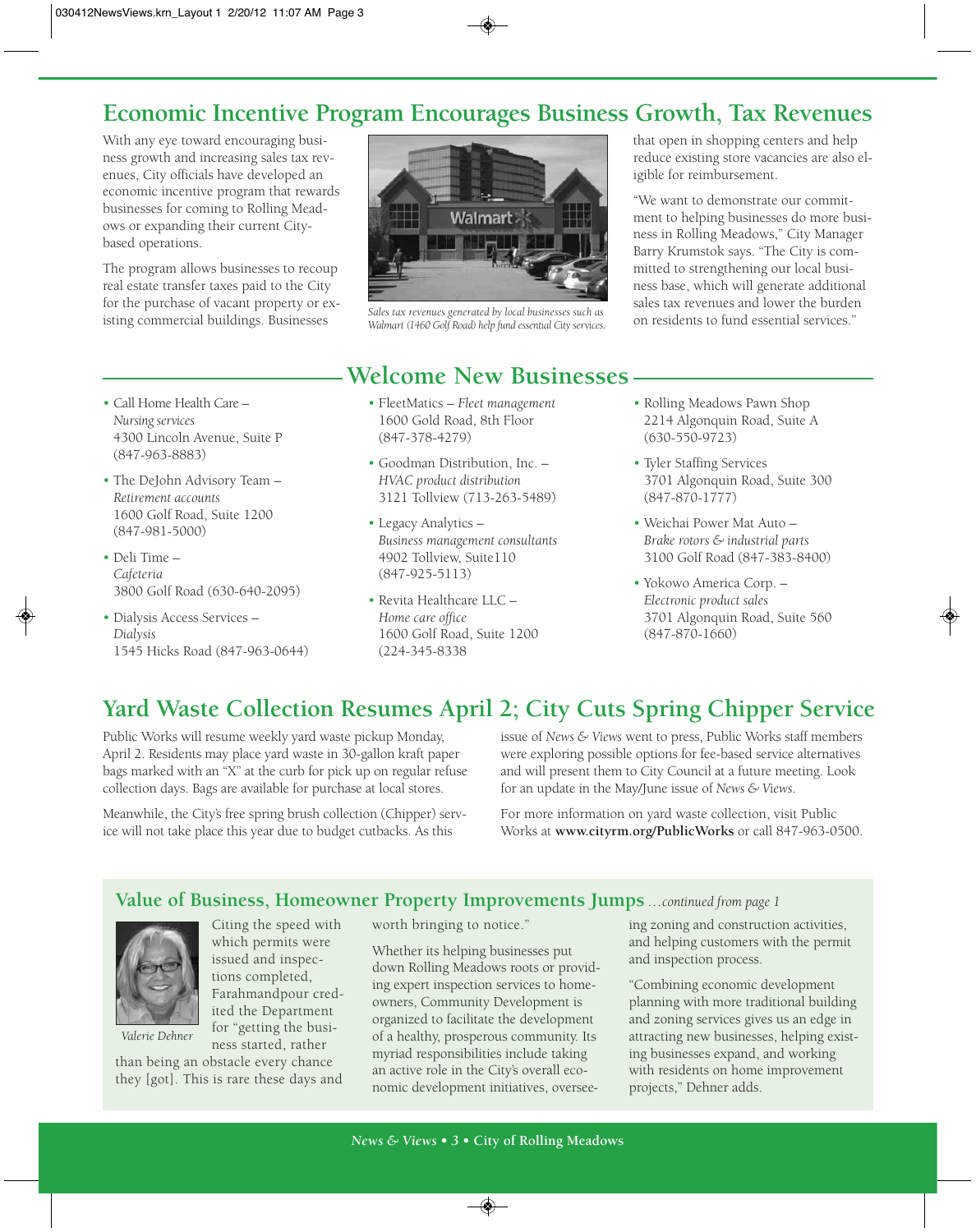## Economic Incentive Program Encourages Business Growth, Tax Revenues

With any eye toward encouraging business growth and increasing sales tax revenues, City officials have developed an economic incentive program that rewards businesses for coming to Rolling Meadows or expanding their current City-based operations.

The program allows businesses to recoup real estate transfer taxes paid to the City for the purchase of vacant property or existing commercial buildings. Businesses that open in shopping centers and help reduce existing store vacancies are also eligible for reimbursement.

*Sales tax revenues generated by local businesses such as Walmart (1460 Golf Road) help fund essential City services.*

"We want to demonstrate our commitment to helping businesses do more business in Rolling Meadows," City Manager Barry Krumstok says. "The City is committed to strengthening our local business base, which will generate additional sales tax revenues and lower the burden on residents to fund essential services."

## Welcome New Businesses

- Call Home Health Care – *Nursing services*
  4300 Lincoln Avenue, Suite P
  (847-963-8883)
- The DeJohn Advisory Team – *Retirement accounts*
  1600 Golf Road, Suite 1200
  (847-981-5000)
- Deli Time – *Cafeteria*
  3800 Golf Road (630-640-2095)
- Dialysis Access Services – *Dialysis*
  1545 Hicks Road (847-963-0644)
- FleetMatics – *Fleet management*
  1600 Gold Road, 8th Floor
  (847-378-4279)
- Goodman Distribution, Inc. – *HVAC product distribution*
  3121 Tollview (713-263-5489)
- Legacy Analytics – *Business management consultants*
  4902 Tollview, Suite110
  (847-925-5113)
- Revita Healthcare LLC – *Home care office*
  1600 Golf Road, Suite 1200
  (224-345-8338
- Rolling Meadows Pawn Shop
  2214 Algonquin Road, Suite A
  (630-550-9723)
- Tyler Staffing Services
  3701 Algonquin Road, Suite 300
  (847-870-1777)
- Weichai Power Mat Auto – *Brake rotors & industrial parts*
  3100 Golf Road (847-383-8400)
- Yokowo America Corp. – *Electronic product sales*
  3701 Algonquin Road, Suite 560
  (847-870-1660)

## Yard Waste Collection Resumes April 2; City Cuts Spring Chipper Service

Public Works will resume weekly yard waste pickup Monday, April 2. Residents may place yard waste in 30-gallon kraft paper bags marked with an "X" at the curb for pick up on regular refuse collection days. Bags are available for purchase at local stores.

Meanwhile, the City's free spring brush collection (Chipper) service will not take place this year due to budget cutbacks. As this issue of *News & Views* went to press, Public Works staff members were exploring possible options for fee-based service alternatives and will present them to City Council at a future meeting. Look for an update in the May/June issue of *News & Views*.

For more information on yard waste collection, visit Public Works at **www.cityrm.org/PublicWorks** or call 847-963-0500.

## Value of Business, Homeowner Property Improvements Jumps *…continued from page 1*

*Valerie Dehner*

Citing the speed with which permits were issued and inspections completed, Farahmandpour credited the Department for "getting the business started, rather than being an obstacle every chance they [got]. This is rare these days and worth bringing to notice."

Whether its helping businesses put down Rolling Meadows roots or providing expert inspection services to homeowners, Community Development is organized to facilitate the development of a healthy, prosperous community. Its myriad responsibilities include taking an active role in the City's overall economic development initiatives, overseeing zoning and construction activities, and helping customers with the permit and inspection process.

"Combining economic development planning with more traditional building and zoning services gives us an edge in attracting new businesses, helping existing businesses expand, and working with residents on home improvement projects," Dehner adds.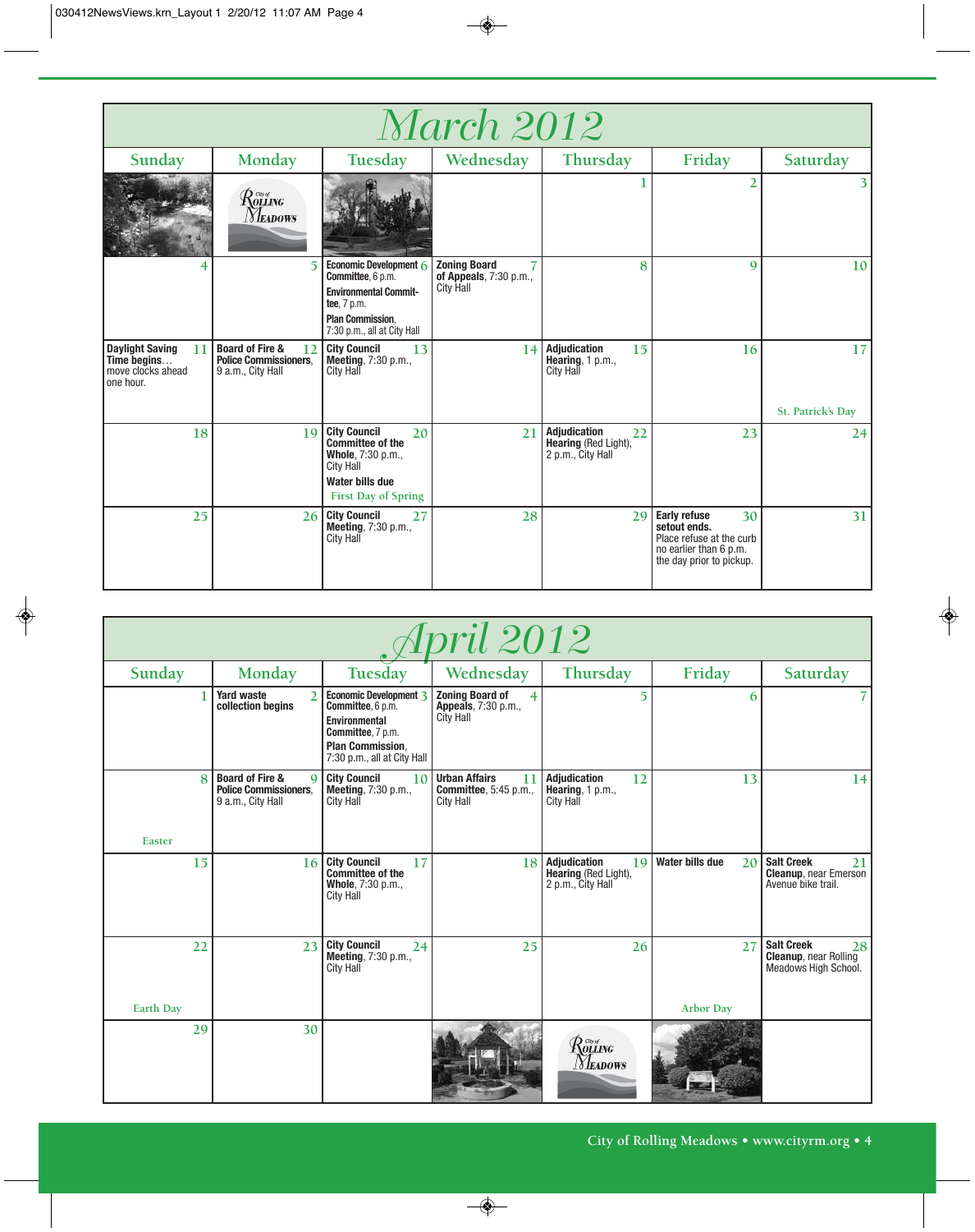# March 2012

| Sunday | Monday | Tuesday | Wednesday | Thursday | Friday | Saturday |
|---|---|---|---|---|---|---|
| | | | | 1 | 2 | 3 |
| 4 | 5 | 6 **Economic Development Committee**, 6 p.m. **Environmental Committee**, 7 p.m. **Plan Commission**, 7:30 p.m., all at City Hall | 7 **Zoning Board of Appeals**, 7:30 p.m., City Hall | 8 | 9 | 10 |
| 11 **Daylight Saving Time begins**… move clocks ahead one hour. | 12 **Board of Fire & Police Commissioners**, 9 a.m., City Hall | 13 **City Council Meeting**, 7:30 p.m., City Hall | 14 | 15 **Adjudication Hearing**, 1 p.m., City Hall | 16 | 17 St. Patrick's Day |
| 18 | 19 | 20 **City Council Committee of the Whole**, 7:30 p.m., City Hall **Water bills due** First Day of Spring | 21 | 22 **Adjudication Hearing** (Red Light), 2 p.m., City Hall | 23 | 24 |
| 25 | 26 | 27 **City Council Meeting**, 7:30 p.m., City Hall | 28 | 29 | 30 **Early refuse setout ends.** Place refuse at the curb no earlier than 6 p.m. the day prior to pickup. | 31 |

# April 2012

| Sunday | Monday | Tuesday | Wednesday | Thursday | Friday | Saturday |
|---|---|---|---|---|---|---|
| 1 | 2 **Yard waste collection begins** | 3 **Economic Development Committee**, 6 p.m. **Environmental Committee**, 7 p.m. **Plan Commission**, 7:30 p.m., all at City Hall | 4 **Zoning Board of Appeals**, 7:30 p.m., City Hall | 5 | 6 | 7 |
| 8 Easter | 9 **Board of Fire & Police Commissioners**, 9 a.m., City Hall | 10 **City Council Meeting**, 7:30 p.m., City Hall | 11 **Urban Affairs Committee**, 5:45 p.m., City Hall | 12 **Adjudication Hearing**, 1 p.m., City Hall | 13 | 14 |
| 15 | 16 | 17 **City Council Committee of the Whole**, 7:30 p.m., City Hall | 18 | 19 **Adjudication Hearing** (Red Light), 2 p.m., City Hall | 20 **Water bills due** | 21 **Salt Creek Cleanup**, near Emerson Avenue bike trail. |
| 22 Earth Day | 23 | 24 **City Council Meeting**, 7:30 p.m., City Hall | 25 | 26 | 27 Arbor Day | 28 **Salt Creek Cleanup**, near Rolling Meadows High School. |
| 29 | 30 | | | | | |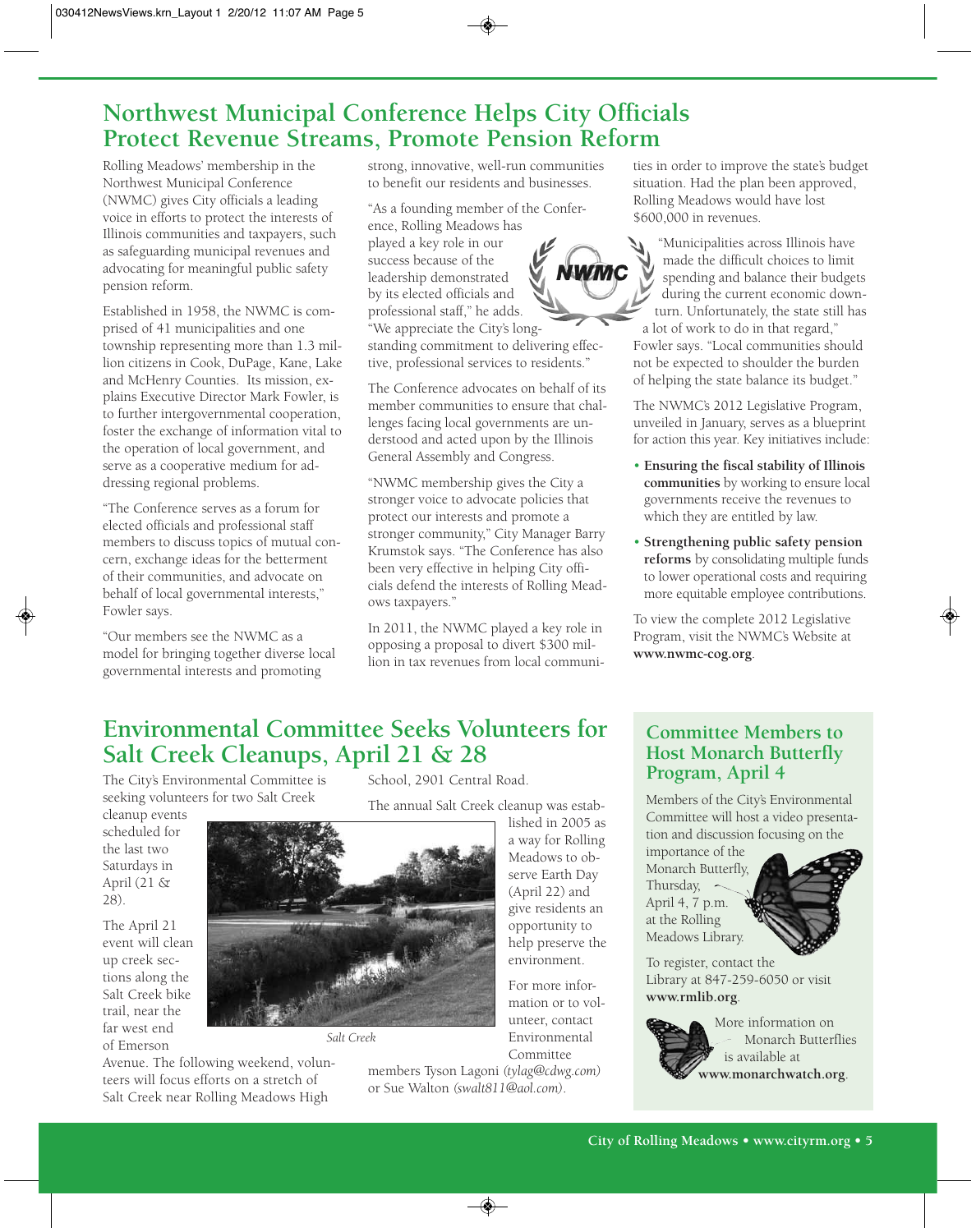## Northwest Municipal Conference Helps City Officials Protect Revenue Streams, Promote Pension Reform

Rolling Meadows' membership in the Northwest Municipal Conference (NWMC) gives City officials a leading voice in efforts to protect the interests of Illinois communities and taxpayers, such as safeguarding municipal revenues and advocating for meaningful public safety pension reform.

Established in 1958, the NWMC is comprised of 41 municipalities and one township representing more than 1.3 million citizens in Cook, DuPage, Kane, Lake and McHenry Counties. Its mission, explains Executive Director Mark Fowler, is to further intergovernmental cooperation, foster the exchange of information vital to the operation of local government, and serve as a cooperative medium for addressing regional problems.

"The Conference serves as a forum for elected officials and professional staff members to discuss topics of mutual concern, exchange ideas for the betterment of their communities, and advocate on behalf of local governmental interests," Fowler says.

"Our members see the NWMC as a model for bringing together diverse local governmental interests and promoting strong, innovative, well-run communities to benefit our residents and businesses.

"As a founding member of the Conference, Rolling Meadows has played a key role in our success because of the leadership demonstrated by its elected officials and professional staff," he adds. "We appreciate the City's longstanding commitment to delivering effective, professional services to residents."

The Conference advocates on behalf of its member communities to ensure that challenges facing local governments are understood and acted upon by the Illinois General Assembly and Congress.

"NWMC membership gives the City a stronger voice to advocate policies that protect our interests and promote a stronger community," City Manager Barry Krumstok says. "The Conference has also been very effective in helping City officials defend the interests of Rolling Meadows taxpayers."

In 2011, the NWMC played a key role in opposing a proposal to divert $300 million in tax revenues from local communities in order to improve the state's budget situation. Had the plan been approved, Rolling Meadows would have lost $600,000 in revenues.

"Municipalities across Illinois have made the difficult choices to limit spending and balance their budgets during the current economic downturn. Unfortunately, the state still has a lot of work to do in that regard," Fowler says. "Local communities should not be expected to shoulder the burden of helping the state balance its budget."

The NWMC's 2012 Legislative Program, unveiled in January, serves as a blueprint for action this year. Key initiatives include:

- **Ensuring the fiscal stability of Illinois communities** by working to ensure local governments receive the revenues to which they are entitled by law.
- **Strengthening public safety pension reforms** by consolidating multiple funds to lower operational costs and requiring more equitable employee contributions.

To view the complete 2012 Legislative Program, visit the NWMC's Website at **www.nwmc-cog.org**.

## Environmental Committee Seeks Volunteers for Salt Creek Cleanups, April 21 & 28

The City's Environmental Committee is seeking volunteers for two Salt Creek cleanup events scheduled for the last two Saturdays in April (21 & 28).

The April 21 event will clean up creek sections along the Salt Creek bike trail, near the far west end of Emerson Avenue. The following weekend, volunteers will focus efforts on a stretch of Salt Creek near Rolling Meadows High School, 2901 Central Road.

The annual Salt Creek cleanup was established in 2005 as a way for Rolling Meadows to observe Earth Day (April 22) and give residents an opportunity to help preserve the environment.

For more information or to volunteer, contact Environmental Committee members Tyson Lagoni *(tylag@cdwg.com)* or Sue Walton *(swalt811@aol.com)*.

*Salt Creek*

## Committee Members to Host Monarch Butterfly Program, April 4

Members of the City's Environmental Committee will host a video presentation and discussion focusing on the importance of the Monarch Butterfly, Thursday, April 4, 7 p.m. at the Rolling Meadows Library.

To register, contact the Library at 847-259-6050 or visit **www.rmlib.org**.

More information on Monarch Butterflies is available at **www.monarchwatch.org**.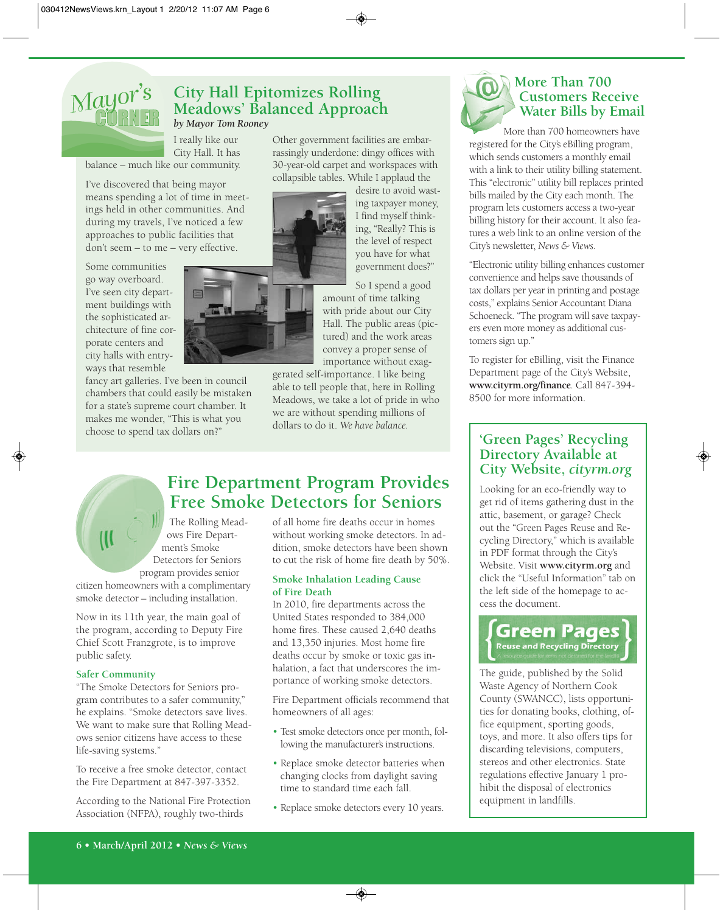## Mayor's Corner

## City Hall Epitomizes Rolling Meadows' Balanced Approach

*by Mayor Tom Rooney*

I really like our City Hall. It has balance – much like our community.

I've discovered that being mayor means spending a lot of time in meetings held in other communities. And during my travels, I've noticed a few approaches to public facilities that don't seem – to me – very effective.

Some communities go way overboard. I've seen city department buildings with the sophisticated architecture of fine corporate centers and city halls with entryways that resemble fancy art galleries. I've been in council chambers that could easily be mistaken for a state's supreme court chamber. It makes me wonder, "This is what you choose to spend tax dollars on?"

Other government facilities are embarrassingly underdone: dingy offices with 30-year-old carpet and workspaces with collapsible tables. While I applaud the desire to avoid wasting taxpayer money, I find myself thinking, "Really? This is the level of respect you have for what government does?"

So I spend a good amount of time talking with pride about our City Hall. The public areas (pictured) and the work areas convey a proper sense of importance without exaggerated self-importance. I like being able to tell people that, here in Rolling Meadows, we take a lot of pride in who we are without spending millions of dollars to do it. *We have balance.*

## Fire Department Program Provides Free Smoke Detectors for Seniors

The Rolling Meadows Fire Department's Smoke Detectors for Seniors program provides senior citizen homeowners with a complimentary smoke detector – including installation.

Now in its 11th year, the main goal of the program, according to Deputy Fire Chief Scott Franzgrote, is to improve public safety.

### Safer Community

"The Smoke Detectors for Seniors program contributes to a safer community," he explains. "Smoke detectors save lives. We want to make sure that Rolling Meadows senior citizens have access to these life-saving systems."

To receive a free smoke detector, contact the Fire Department at 847-397-3352.

According to the National Fire Protection Association (NFPA), roughly two-thirds of all home fire deaths occur in homes without working smoke detectors. In addition, smoke detectors have been shown to cut the risk of home fire death by 50%.

### Smoke Inhalation Leading Cause of Fire Death

In 2010, fire departments across the United States responded to 384,000 home fires. These caused 2,640 deaths and 13,350 injuries. Most home fire deaths occur by smoke or toxic gas inhalation, a fact that underscores the importance of working smoke detectors.

Fire Department officials recommend that homeowners of all ages:

- Test smoke detectors once per month, following the manufacturer's instructions.
- Replace smoke detector batteries when changing clocks from daylight saving time to standard time each fall.
- Replace smoke detectors every 10 years.

## More Than 700 Customers Receive Water Bills by Email

More than 700 homeowners have registered for the City's eBilling program, which sends customers a monthly email with a link to their utility billing statement. This "electronic" utility bill replaces printed bills mailed by the City each month. The program lets customers access a two-year billing history for their account. It also features a web link to an online version of the City's newsletter, *News & Views*.

"Electronic utility billing enhances customer convenience and helps save thousands of tax dollars per year in printing and postage costs," explains Senior Accountant Diana Schoeneck. "The program will save taxpayers even more money as additional customers sign up."

To register for eBilling, visit the Finance Department page of the City's Website, **www.cityrm.org/finance**. Call 847-394-8500 for more information.

## 'Green Pages' Recycling Directory Available at City Website, *cityrm.org*

Looking for an eco-friendly way to get rid of items gathering dust in the attic, basement, or garage? Check out the "Green Pages Reuse and Recycling Directory," which is available in PDF format through the City's Website. Visit **www.cityrm.org** and click the "Useful Information" tab on the left side of the homepage to access the document.

Green Pages
Reuse and Recycling Directory
A resource guide for items not destined for the landfill

The guide, published by the Solid Waste Agency of Northern Cook County (SWANCC), lists opportunities for donating books, clothing, office equipment, sporting goods, toys, and more. It also offers tips for discarding televisions, computers, stereos and other electronics. State regulations effective January 1 prohibit the disposal of electronics equipment in landfills.